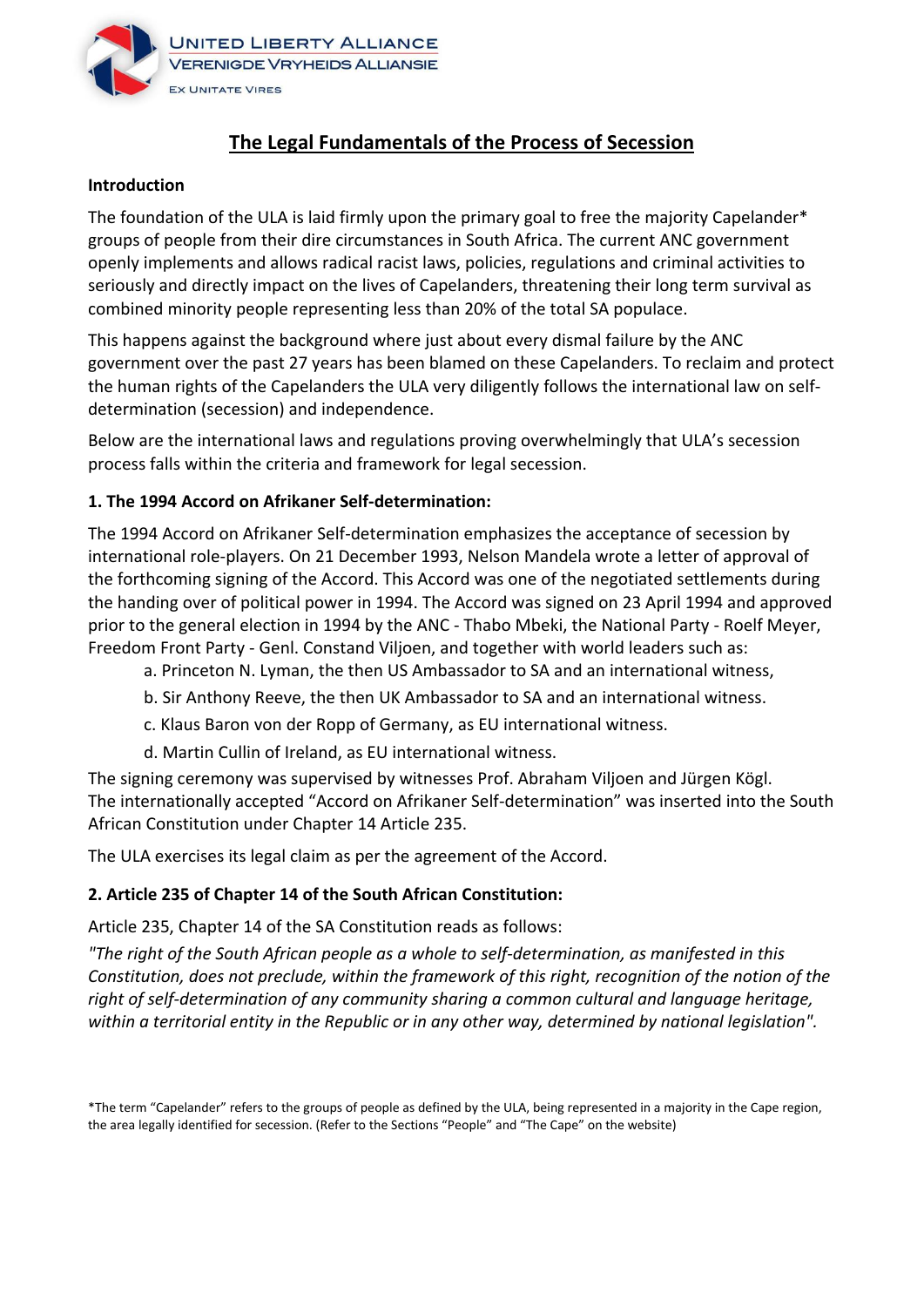UNITED LIBERTY ALLIANCE
VERENIGDE VRYHEIDS ALLIANSIE
EX UNITATE VIRES

# The Legal Fundamentals of the Process of Secession

**Introduction**

The foundation of the ULA is laid firmly upon the primary goal to free the majority Capelander* groups of people from their dire circumstances in South Africa. The current ANC government openly implements and allows radical racist laws, policies, regulations and criminal activities to seriously and directly impact on the lives of Capelanders, threatening their long term survival as combined minority people representing less than 20% of the total SA populace.

This happens against the background where just about every dismal failure by the ANC government over the past 27 years has been blamed on these Capelanders. To reclaim and protect the human rights of the Capelanders the ULA very diligently follows the international law on self-determination (secession) and independence.

Below are the international laws and regulations proving overwhelmingly that ULA's secession process falls within the criteria and framework for legal secession.

**1. The 1994 Accord on Afrikaner Self-determination:**

The 1994 Accord on Afrikaner Self-determination emphasizes the acceptance of secession by international role-players. On 21 December 1993, Nelson Mandela wrote a letter of approval of the forthcoming signing of the Accord. This Accord was one of the negotiated settlements during the handing over of political power in 1994. The Accord was signed on 23 April 1994 and approved prior to the general election in 1994 by the ANC - Thabo Mbeki, the National Party - Roelf Meyer, Freedom Front Party - Genl. Constand Viljoen, and together with world leaders such as:

a. Princeton N. Lyman, the then US Ambassador to SA and an international witness,
b. Sir Anthony Reeve, the then UK Ambassador to SA and an international witness.
c. Klaus Baron von der Ropp of Germany, as EU international witness.
d. Martin Cullin of Ireland, as EU international witness.

The signing ceremony was supervised by witnesses Prof. Abraham Viljoen and Jürgen Kögl. The internationally accepted "Accord on Afrikaner Self-determination" was inserted into the South African Constitution under Chapter 14 Article 235.

The ULA exercises its legal claim as per the agreement of the Accord.

**2. Article 235 of Chapter 14 of the South African Constitution:**

Article 235, Chapter 14 of the SA Constitution reads as follows:

*"The right of the South African people as a whole to self-determination, as manifested in this Constitution, does not preclude, within the framework of this right, recognition of the notion of the right of self-determination of any community sharing a common cultural and language heritage, within a territorial entity in the Republic or in any other way, determined by national legislation".*

*The term "Capelander" refers to the groups of people as defined by the ULA, being represented in a majority in the Cape region, the area legally identified for secession. (Refer to the Sections "People" and "The Cape" on the website)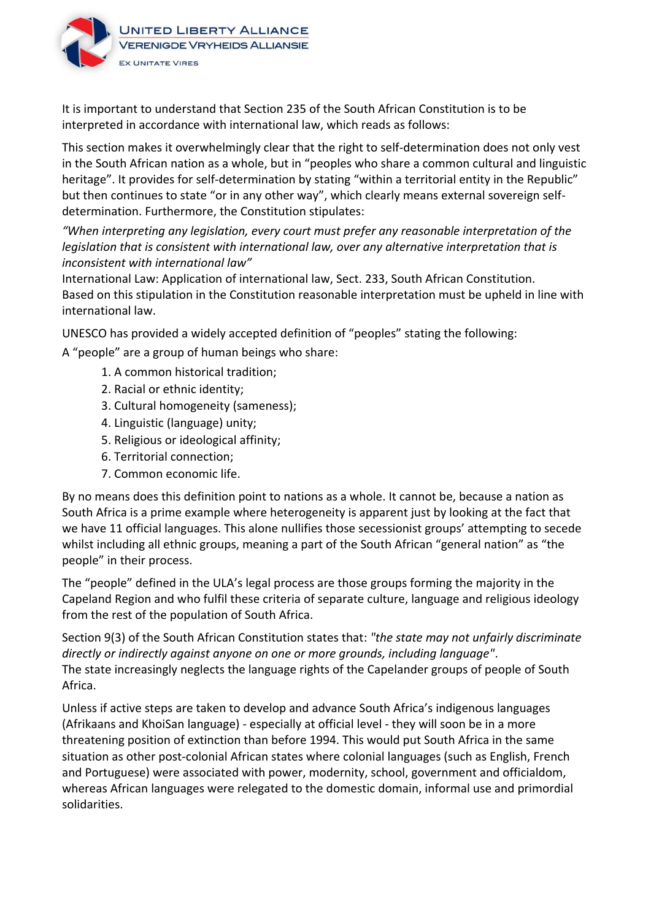It is important to understand that Section 235 of the South African Constitution is to be interpreted in accordance with international law, which reads as follows:

This section makes it overwhelmingly clear that the right to self-determination does not only vest in the South African nation as a whole, but in "peoples who share a common cultural and linguistic heritage". It provides for self-determination by stating "within a territorial entity in the Republic" but then continues to state "or in any other way", which clearly means external sovereign self-determination. Furthermore, the Constitution stipulates:

*"When interpreting any legislation, every court must prefer any reasonable interpretation of the legislation that is consistent with international law, over any alternative interpretation that is inconsistent with international law"*
International Law: Application of international law, Sect. 233, South African Constitution.
Based on this stipulation in the Constitution reasonable interpretation must be upheld in line with international law.

UNESCO has provided a widely accepted definition of "peoples" stating the following:

A "people" are a group of human beings who share:

1. A common historical tradition;
2. Racial or ethnic identity;
3. Cultural homogeneity (sameness);
4. Linguistic (language) unity;
5. Religious or ideological affinity;
6. Territorial connection;
7. Common economic life.

By no means does this definition point to nations as a whole. It cannot be, because a nation as South Africa is a prime example where heterogeneity is apparent just by looking at the fact that we have 11 official languages. This alone nullifies those secessionist groups' attempting to secede whilst including all ethnic groups, meaning a part of the South African "general nation" as "the people" in their process.

The "people" defined in the ULA's legal process are those groups forming the majority in the Capeland Region and who fulfil these criteria of separate culture, language and religious ideology from the rest of the population of South Africa.

Section 9(3) of the South African Constitution states that: *"the state may not unfairly discriminate directly or indirectly against anyone on one or more grounds, including language"*.
The state increasingly neglects the language rights of the Capelander groups of people of South Africa.

Unless if active steps are taken to develop and advance South Africa's indigenous languages (Afrikaans and KhoiSan language) - especially at official level - they will soon be in a more threatening position of extinction than before 1994. This would put South Africa in the same situation as other post-colonial African states where colonial languages (such as English, French and Portuguese) were associated with power, modernity, school, government and officialdom, whereas African languages were relegated to the domestic domain, informal use and primordial solidarities.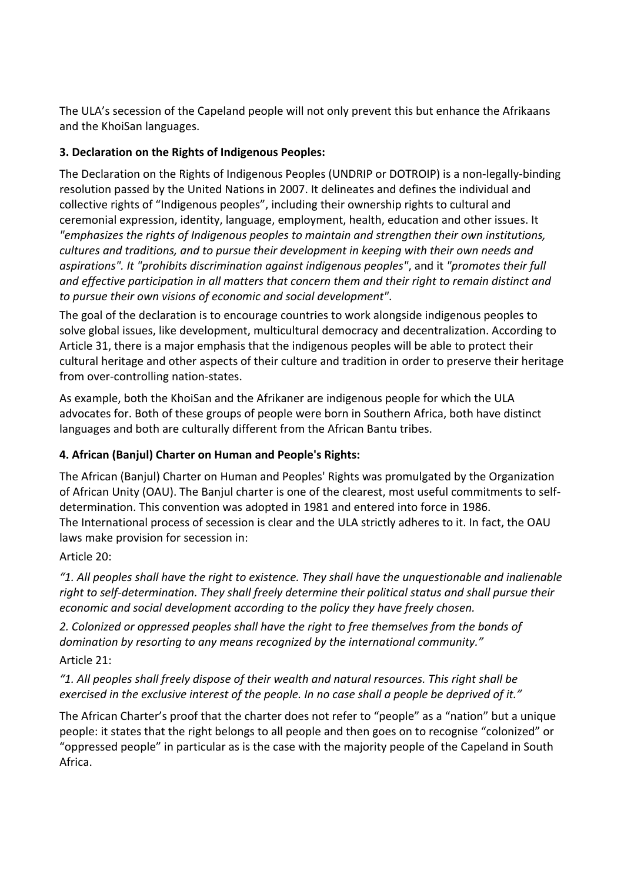The ULA's secession of the Capeland people will not only prevent this but enhance the Afrikaans and the KhoiSan languages.

**3. Declaration on the Rights of Indigenous Peoples:**

The Declaration on the Rights of Indigenous Peoples (UNDRIP or DOTROIP) is a non-legally-binding resolution passed by the United Nations in 2007. It delineates and defines the individual and collective rights of "Indigenous peoples", including their ownership rights to cultural and ceremonial expression, identity, language, employment, health, education and other issues. It *"emphasizes the rights of Indigenous peoples to maintain and strengthen their own institutions, cultures and traditions, and to pursue their development in keeping with their own needs and aspirations". It "prohibits discrimination against indigenous peoples"*, and it *"promotes their full and effective participation in all matters that concern them and their right to remain distinct and to pursue their own visions of economic and social development"*.

The goal of the declaration is to encourage countries to work alongside indigenous peoples to solve global issues, like development, multicultural democracy and decentralization. According to Article 31, there is a major emphasis that the indigenous peoples will be able to protect their cultural heritage and other aspects of their culture and tradition in order to preserve their heritage from over-controlling nation-states.

As example, both the KhoiSan and the Afrikaner are indigenous people for which the ULA advocates for. Both of these groups of people were born in Southern Africa, both have distinct languages and both are culturally different from the African Bantu tribes.

**4. African (Banjul) Charter on Human and People's Rights:**

The African (Banjul) Charter on Human and Peoples' Rights was promulgated by the Organization of African Unity (OAU). The Banjul charter is one of the clearest, most useful commitments to self-determination. This convention was adopted in 1981 and entered into force in 1986.
The International process of secession is clear and the ULA strictly adheres to it. In fact, the OAU laws make provision for secession in:

Article 20:

*"1. All peoples shall have the right to existence. They shall have the unquestionable and inalienable right to self-determination. They shall freely determine their political status and shall pursue their economic and social development according to the policy they have freely chosen.*

*2. Colonized or oppressed peoples shall have the right to free themselves from the bonds of domination by resorting to any means recognized by the international community."*

Article 21:

*"1. All peoples shall freely dispose of their wealth and natural resources. This right shall be exercised in the exclusive interest of the people. In no case shall a people be deprived of it."*

The African Charter's proof that the charter does not refer to "people" as a "nation" but a unique people: it states that the right belongs to all people and then goes on to recognise "colonized" or "oppressed people" in particular as is the case with the majority people of the Capeland in South Africa.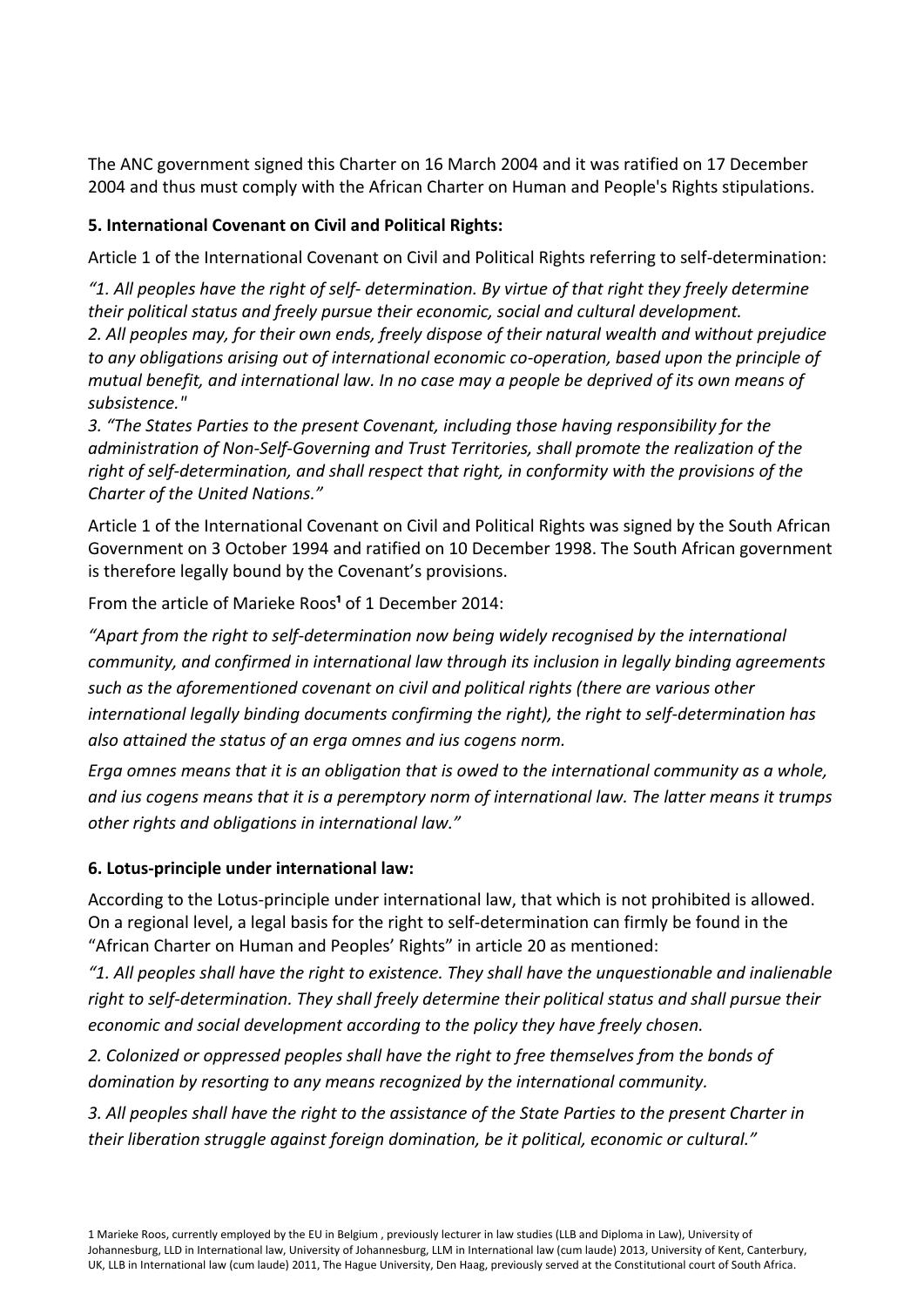The ANC government signed this Charter on 16 March 2004 and it was ratified on 17 December 2004 and thus must comply with the African Charter on Human and People's Rights stipulations.

**5. International Covenant on Civil and Political Rights:**

Article 1 of the International Covenant on Civil and Political Rights referring to self-determination:

*"1. All peoples have the right of self- determination. By virtue of that right they freely determine their political status and freely pursue their economic, social and cultural development.*
*2. All peoples may, for their own ends, freely dispose of their natural wealth and without prejudice to any obligations arising out of international economic co-operation, based upon the principle of mutual benefit, and international law. In no case may a people be deprived of its own means of subsistence."*
*3. "The States Parties to the present Covenant, including those having responsibility for the administration of Non-Self-Governing and Trust Territories, shall promote the realization of the right of self-determination, and shall respect that right, in conformity with the provisions of the Charter of the United Nations."*

Article 1 of the International Covenant on Civil and Political Rights was signed by the South African Government on 3 October 1994 and ratified on 10 December 1998. The South African government is therefore legally bound by the Covenant's provisions.

From the article of Marieke Roos[1] of 1 December 2014:

*"Apart from the right to self-determination now being widely recognised by the international community, and confirmed in international law through its inclusion in legally binding agreements such as the aforementioned covenant on civil and political rights (there are various other international legally binding documents confirming the right), the right to self-determination has also attained the status of an erga omnes and ius cogens norm.*

*Erga omnes means that it is an obligation that is owed to the international community as a whole, and ius cogens means that it is a peremptory norm of international law. The latter means it trumps other rights and obligations in international law."*

**6. Lotus-principle under international law:**

According to the Lotus-principle under international law, that which is not prohibited is allowed. On a regional level, a legal basis for the right to self-determination can firmly be found in the "African Charter on Human and Peoples' Rights" in article 20 as mentioned:

*"1. All peoples shall have the right to existence. They shall have the unquestionable and inalienable right to self-determination. They shall freely determine their political status and shall pursue their economic and social development according to the policy they have freely chosen.*

*2. Colonized or oppressed peoples shall have the right to free themselves from the bonds of domination by resorting to any means recognized by the international community.*

*3. All peoples shall have the right to the assistance of the State Parties to the present Charter in their liberation struggle against foreign domination, be it political, economic or cultural."*

1 Marieke Roos, currently employed by the EU in Belgium , previously lecturer in law studies (LLB and Diploma in Law), University of Johannesburg, LLD in International law, University of Johannesburg, LLM in International law (cum laude) 2013, University of Kent, Canterbury, UK, LLB in International law (cum laude) 2011, The Hague University, Den Haag, previously served at the Constitutional court of South Africa.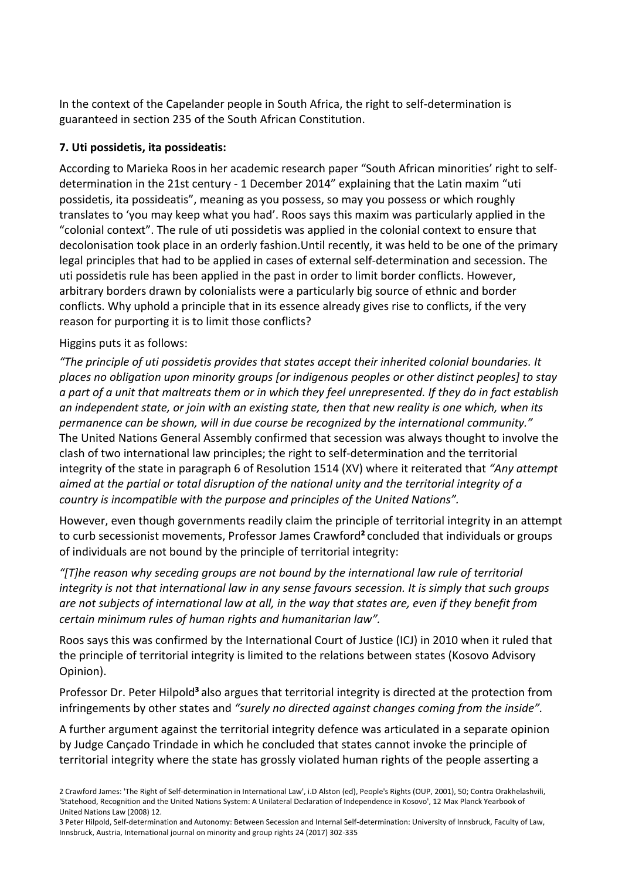In the context of the Capelander people in South Africa, the right to self-determination is guaranteed in section 235 of the South African Constitution.

**7. Uti possidetis, ita possideatis:**

According to Marieka Roos in her academic research paper "South African minorities' right to self-determination in the 21st century - 1 December 2014" explaining that the Latin maxim "uti possidetis, ita possideatis", meaning as you possess, so may you possess or which roughly translates to 'you may keep what you had'. Roos says this maxim was particularly applied in the "colonial context". The rule of uti possidetis was applied in the colonial context to ensure that decolonisation took place in an orderly fashion.Until recently, it was held to be one of the primary legal principles that had to be applied in cases of external self-determination and secession. The uti possidetis rule has been applied in the past in order to limit border conflicts. However, arbitrary borders drawn by colonialists were a particularly big source of ethnic and border conflicts. Why uphold a principle that in its essence already gives rise to conflicts, if the very reason for purporting it is to limit those conflicts?

Higgins puts it as follows:

*"The principle of uti possidetis provides that states accept their inherited colonial boundaries. It places no obligation upon minority groups [or indigenous peoples or other distinct peoples] to stay a part of a unit that maltreats them or in which they feel unrepresented. If they do in fact establish an independent state, or join with an existing state, then that new reality is one which, when its permanence can be shown, will in due course be recognized by the international community."*
The United Nations General Assembly confirmed that secession was always thought to involve the clash of two international law principles; the right to self-determination and the territorial integrity of the state in paragraph 6 of Resolution 1514 (XV) where it reiterated that *"Any attempt aimed at the partial or total disruption of the national unity and the territorial integrity of a country is incompatible with the purpose and principles of the United Nations".*

However, even though governments readily claim the principle of territorial integrity in an attempt to curb secessionist movements, Professor James Crawford[2] concluded that individuals or groups of individuals are not bound by the principle of territorial integrity:

*"[T]he reason why seceding groups are not bound by the international law rule of territorial integrity is not that international law in any sense favours secession. It is simply that such groups are not subjects of international law at all, in the way that states are, even if they benefit from certain minimum rules of human rights and humanitarian law".*

Roos says this was confirmed by the International Court of Justice (ICJ) in 2010 when it ruled that the principle of territorial integrity is limited to the relations between states (Kosovo Advisory Opinion).

Professor Dr. Peter Hilpold[3] also argues that territorial integrity is directed at the protection from infringements by other states and *"surely no directed against changes coming from the inside".*

A further argument against the territorial integrity defence was articulated in a separate opinion by Judge Cançado Trindade in which he concluded that states cannot invoke the principle of territorial integrity where the state has grossly violated human rights of the people asserting a

2 Crawford James: 'The Right of Self-determination in International Law', i.D Alston (ed), People's Rights (OUP, 2001), 50; Contra Orakhelashvili, 'Statehood, Recognition and the United Nations System: A Unilateral Declaration of Independence in Kosovo', 12 Max Planck Yearbook of United Nations Law (2008) 12.

3 Peter Hilpold, Self-determination and Autonomy: Between Secession and Internal Self-determination: University of Innsbruck, Faculty of Law, Innsbruck, Austria, International journal on minority and group rights 24 (2017) 302-335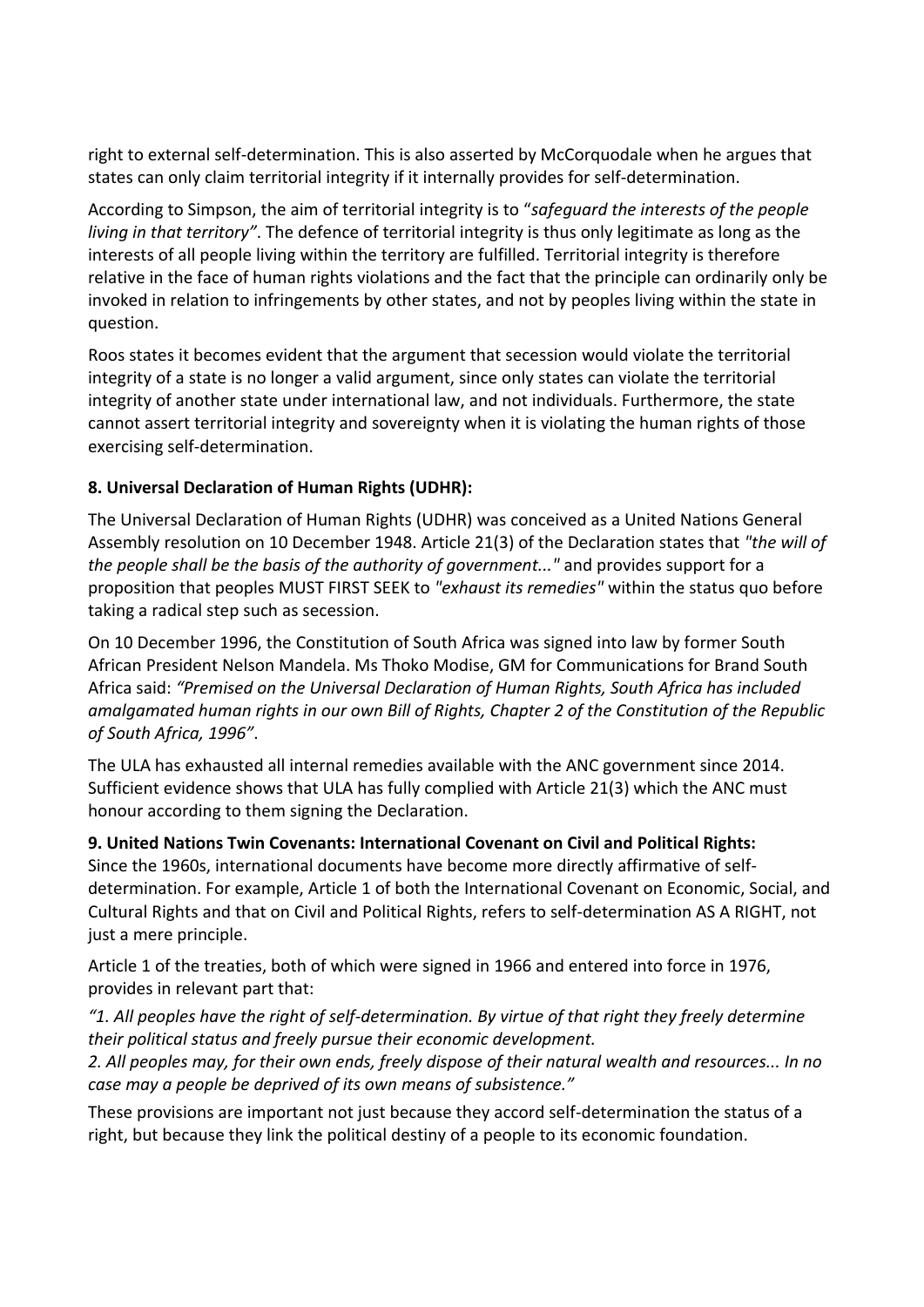right to external self-determination. This is also asserted by McCorquodale when he argues that states can only claim territorial integrity if it internally provides for self-determination.

According to Simpson, the aim of territorial integrity is to "*safeguard the interests of the people living in that territory*". The defence of territorial integrity is thus only legitimate as long as the interests of all people living within the territory are fulfilled. Territorial integrity is therefore relative in the face of human rights violations and the fact that the principle can ordinarily only be invoked in relation to infringements by other states, and not by peoples living within the state in question.

Roos states it becomes evident that the argument that secession would violate the territorial integrity of a state is no longer a valid argument, since only states can violate the territorial integrity of another state under international law, and not individuals. Furthermore, the state cannot assert territorial integrity and sovereignty when it is violating the human rights of those exercising self-determination.

**8. Universal Declaration of Human Rights (UDHR):**

The Universal Declaration of Human Rights (UDHR) was conceived as a United Nations General Assembly resolution on 10 December 1948. Article 21(3) of the Declaration states that *"the will of the people shall be the basis of the authority of government..."* and provides support for a proposition that peoples MUST FIRST SEEK to *"exhaust its remedies"* within the status quo before taking a radical step such as secession.

On 10 December 1996, the Constitution of South Africa was signed into law by former South African President Nelson Mandela. Ms Thoko Modise, GM for Communications for Brand South Africa said: *"Premised on the Universal Declaration of Human Rights, South Africa has included amalgamated human rights in our own Bill of Rights, Chapter 2 of the Constitution of the Republic of South Africa, 1996"*.

The ULA has exhausted all internal remedies available with the ANC government since 2014. Sufficient evidence shows that ULA has fully complied with Article 21(3) which the ANC must honour according to them signing the Declaration.

**9. United Nations Twin Covenants: International Covenant on Civil and Political Rights:**

Since the 1960s, international documents have become more directly affirmative of self-determination. For example, Article 1 of both the International Covenant on Economic, Social, and Cultural Rights and that on Civil and Political Rights, refers to self-determination AS A RIGHT, not just a mere principle.

Article 1 of the treaties, both of which were signed in 1966 and entered into force in 1976, provides in relevant part that:

*"1. All peoples have the right of self-determination. By virtue of that right they freely determine their political status and freely pursue their economic development.*
*2. All peoples may, for their own ends, freely dispose of their natural wealth and resources... In no case may a people be deprived of its own means of subsistence."*

These provisions are important not just because they accord self-determination the status of a right, but because they link the political destiny of a people to its economic foundation.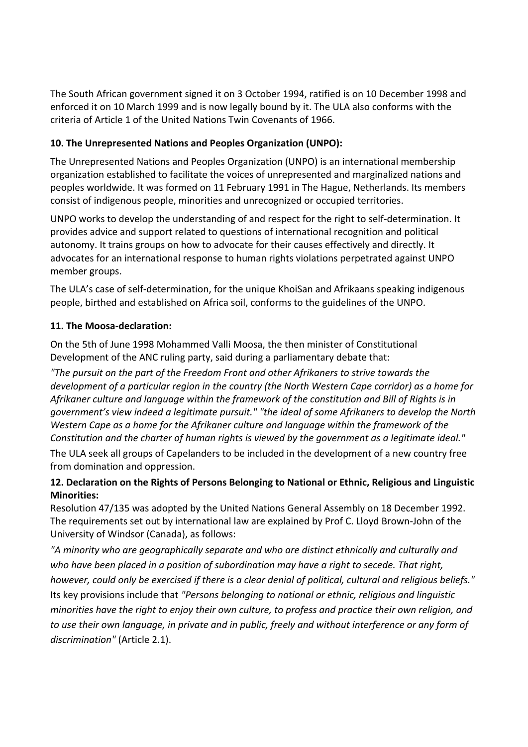The South African government signed it on 3 October 1994, ratified is on 10 December 1998 and enforced it on 10 March 1999 and is now legally bound by it. The ULA also conforms with the criteria of Article 1 of the United Nations Twin Covenants of 1966.

**10. The Unrepresented Nations and Peoples Organization (UNPO):**

The Unrepresented Nations and Peoples Organization (UNPO) is an international membership organization established to facilitate the voices of unrepresented and marginalized nations and peoples worldwide. It was formed on 11 February 1991 in The Hague, Netherlands. Its members consist of indigenous people, minorities and unrecognized or occupied territories.

UNPO works to develop the understanding of and respect for the right to self-determination. It provides advice and support related to questions of international recognition and political autonomy. It trains groups on how to advocate for their causes effectively and directly. It advocates for an international response to human rights violations perpetrated against UNPO member groups.

The ULA's case of self-determination, for the unique KhoiSan and Afrikaans speaking indigenous people, birthed and established on Africa soil, conforms to the guidelines of the UNPO.

**11. The Moosa-declaration:**

On the 5th of June 1998 Mohammed Valli Moosa, the then minister of Constitutional Development of the ANC ruling party, said during a parliamentary debate that:

*"The pursuit on the part of the Freedom Front and other Afrikaners to strive towards the development of a particular region in the country (the North Western Cape corridor) as a home for Afrikaner culture and language within the framework of the constitution and Bill of Rights is in government's view indeed a legitimate pursuit." "the ideal of some Afrikaners to develop the North Western Cape as a home for the Afrikaner culture and language within the framework of the Constitution and the charter of human rights is viewed by the government as a legitimate ideal."*

The ULA seek all groups of Capelanders to be included in the development of a new country free from domination and oppression.

**12. Declaration on the Rights of Persons Belonging to National or Ethnic, Religious and Linguistic Minorities:**

Resolution 47/135 was adopted by the United Nations General Assembly on 18 December 1992. The requirements set out by international law are explained by Prof C. Lloyd Brown-John of the University of Windsor (Canada), as follows:

*"A minority who are geographically separate and who are distinct ethnically and culturally and who have been placed in a position of subordination may have a right to secede. That right, however, could only be exercised if there is a clear denial of political, cultural and religious beliefs."* Its key provisions include that *"Persons belonging to national or ethnic, religious and linguistic minorities have the right to enjoy their own culture, to profess and practice their own religion, and to use their own language, in private and in public, freely and without interference or any form of discrimination"* (Article 2.1).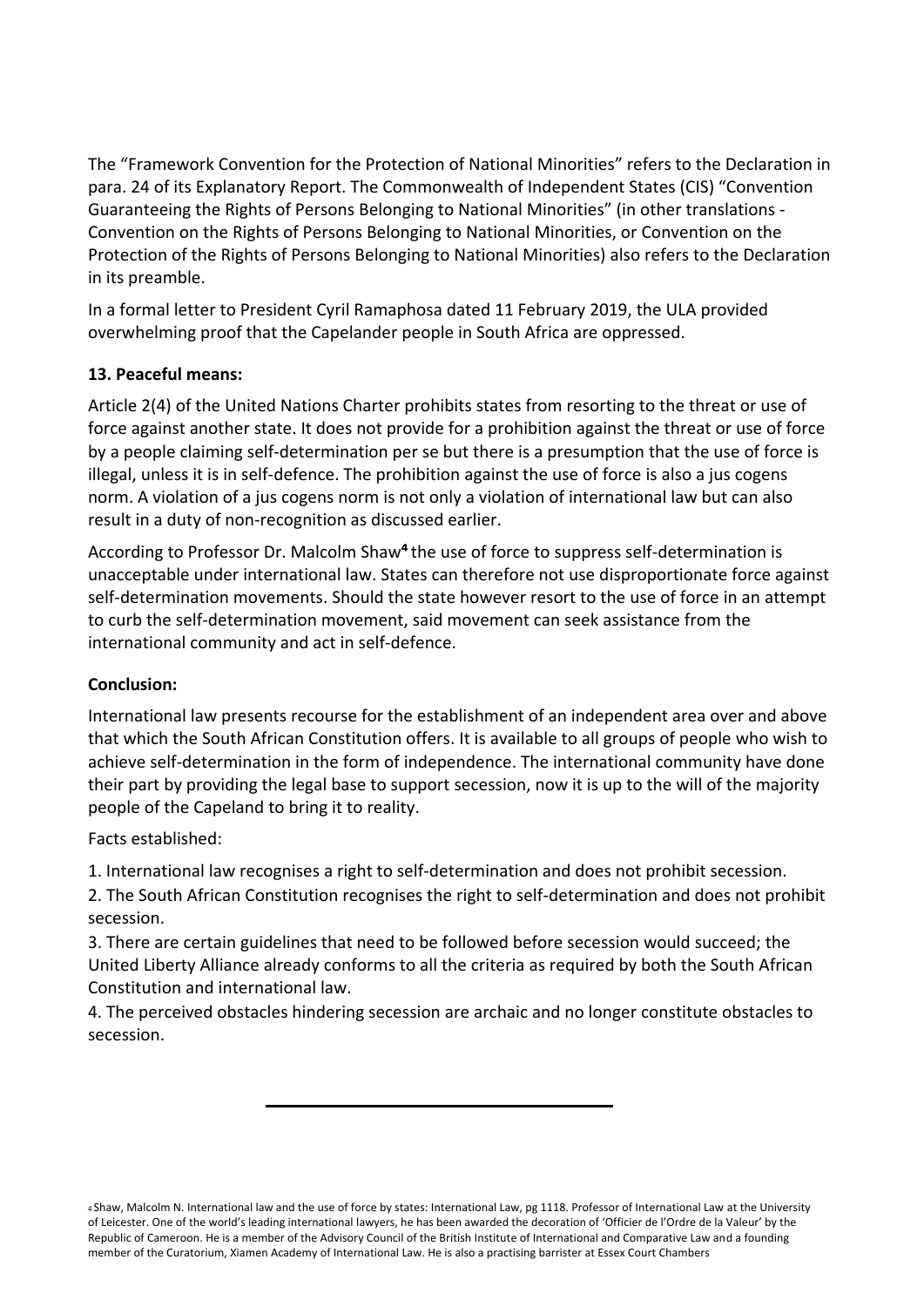The "Framework Convention for the Protection of National Minorities" refers to the Declaration in para. 24 of its Explanatory Report. The Commonwealth of Independent States (CIS) "Convention Guaranteeing the Rights of Persons Belonging to National Minorities" (in other translations - Convention on the Rights of Persons Belonging to National Minorities, or Convention on the Protection of the Rights of Persons Belonging to National Minorities) also refers to the Declaration in its preamble.

In a formal letter to President Cyril Ramaphosa dated 11 February 2019, the ULA provided overwhelming proof that the Capelander people in South Africa are oppressed.

**13. Peaceful means:**

Article 2(4) of the United Nations Charter prohibits states from resorting to the threat or use of force against another state. It does not provide for a prohibition against the threat or use of force by a people claiming self-determination per se but there is a presumption that the use of force is illegal, unless it is in self-defence. The prohibition against the use of force is also a jus cogens norm. A violation of a jus cogens norm is not only a violation of international law but can also result in a duty of non-recognition as discussed earlier.

According to Professor Dr. Malcolm Shaw[4] the use of force to suppress self-determination is unacceptable under international law. States can therefore not use disproportionate force against self-determination movements. Should the state however resort to the use of force in an attempt to curb the self-determination movement, said movement can seek assistance from the international community and act in self-defence.

**Conclusion:**

International law presents recourse for the establishment of an independent area over and above that which the South African Constitution offers. It is available to all groups of people who wish to achieve self-determination in the form of independence. The international community have done their part by providing the legal base to support secession, now it is up to the will of the majority people of the Capeland to bring it to reality.

Facts established:

1. International law recognises a right to self-determination and does not prohibit secession.
2. The South African Constitution recognises the right to self-determination and does not prohibit secession.
3. There are certain guidelines that need to be followed before secession would succeed; the United Liberty Alliance already conforms to all the criteria as required by both the South African Constitution and international law.
4. The perceived obstacles hindering secession are archaic and no longer constitute obstacles to secession.

---

[4] Shaw, Malcolm N. International law and the use of force by states: International Law, pg 1118. Professor of International Law at the University of Leicester. One of the world's leading international lawyers, he has been awarded the decoration of 'Officier de l'Ordre de la Valeur' by the Republic of Cameroon. He is a member of the Advisory Council of the British Institute of International and Comparative Law and a founding member of the Curatorium, Xiamen Academy of International Law. He is also a practising barrister at Essex Court Chambers